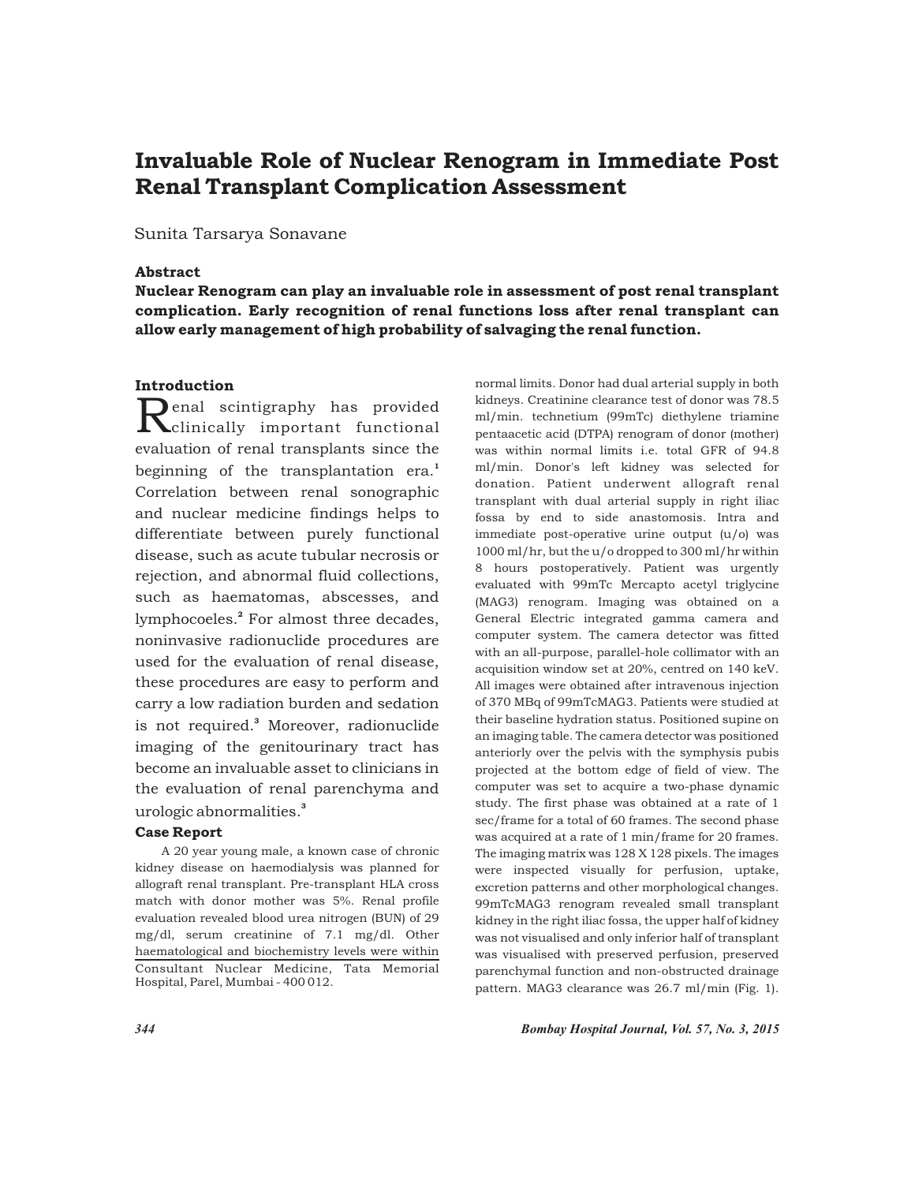# Invaluable Role of Nuclear Renogram in Immediate Post Renal Transplant Complication Assessment

Sunita Tarsarya Sonavane

### Abstract

**Nuclear Renogram can play an invaluable role in assessment of post renal transplant complication. Early recognition of renal functions loss after renal transplant can allow early management of high probability of salvaging the renal function.**

### Introduction

Renal scintigraphy has provided clinically important functional evaluation of renal transplants since the beginning of the transplantation era.[1] Correlation between renal sonographic and nuclear medicine findings helps to differentiate between purely functional disease, such as acute tubular necrosis or rejection, and abnormal fluid collections, such as haematomas, abscesses, and lymphocoeles.[2] For almost three decades, noninvasive radionuclide procedures are used for the evaluation of renal disease, these procedures are easy to perform and carry a low radiation burden and sedation is not required.[3] Moreover, radionuclide imaging of the genitourinary tract has become an invaluable asset to clinicians in the evaluation of renal parenchyma and urologic abnormalities.[3]

### Case Report

A 20 year young male, a known case of chronic kidney disease on haemodialysis was planned for allograft renal transplant. Pre-transplant HLA cross match with donor mother was 5%. Renal profile evaluation revealed blood urea nitrogen (BUN) of 29 mg/dl, serum creatinine of 7.1 mg/dl. Other haematological and biochemistry levels were within normal limits. Donor had dual arterial supply in both kidneys. Creatinine clearance test of donor was 78.5 ml/min. technetium (99mTc) diethylene triamine pentaacetic acid (DTPA) renogram of donor (mother) was within normal limits i.e. total GFR of 94.8 ml/min. Donor's left kidney was selected for donation. Patient underwent allograft renal transplant with dual arterial supply in right iliac fossa by end to side anastomosis. Intra and immediate post-operative urine output (u/o) was 1000 ml/hr, but the u/o dropped to 300 ml/hr within 8 hours postoperatively. Patient was urgently evaluated with 99mTc Mercapto acetyl triglycine (MAG3) renogram. Imaging was obtained on a General Electric integrated gamma camera and computer system. The camera detector was fitted with an all-purpose, parallel-hole collimator with an acquisition window set at 20%, centred on 140 keV. All images were obtained after intravenous injection of 370 MBq of 99mTcMAG3. Patients were studied at their baseline hydration status. Positioned supine on an imaging table. The camera detector was positioned anteriorly over the pelvis with the symphysis pubis projected at the bottom edge of field of view. The computer was set to acquire a two-phase dynamic study. The first phase was obtained at a rate of 1 sec/frame for a total of 60 frames. The second phase was acquired at a rate of 1 min/frame for 20 frames. The imaging matrix was 128 X 128 pixels. The images were inspected visually for perfusion, uptake, excretion patterns and other morphological changes. 99mTcMAG3 renogram revealed small transplant kidney in the right iliac fossa, the upper half of kidney was not visualised and only inferior half of transplant was visualised with preserved perfusion, preserved parenchymal function and non-obstructed drainage pattern. MAG3 clearance was 26.7 ml/min (Fig. 1).

Consultant Nuclear Medicine, Tata Memorial Hospital, Parel, Mumbai - 400 012.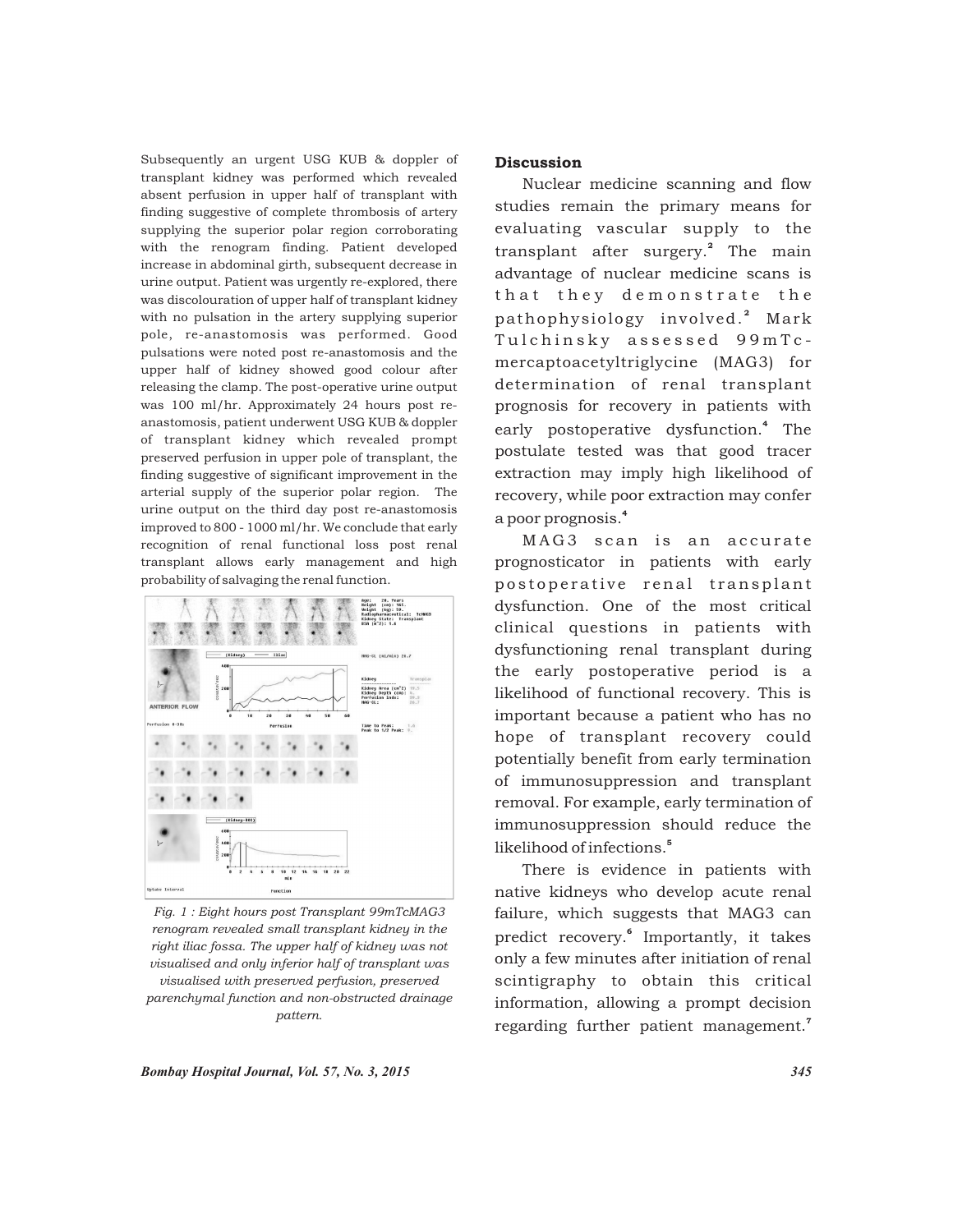Subsequently an urgent USG KUB & doppler of transplant kidney was performed which revealed absent perfusion in upper half of transplant with finding suggestive of complete thrombosis of artery supplying the superior polar region corroborating with the renogram finding. Patient developed increase in abdominal girth, subsequent decrease in urine output. Patient was urgently re-explored, there was discolouration of upper half of transplant kidney with no pulsation in the artery supplying superior pole, re-anastomosis was performed. Good pulsations were noted post re-anastomosis and the upper half of kidney showed good colour after releasing the clamp. The post-operative urine output was 100 ml/hr. Approximately 24 hours post re-anastomosis, patient underwent USG KUB & doppler of transplant kidney which revealed prompt preserved perfusion in upper pole of transplant, the finding suggestive of significant improvement in the arterial supply of the superior polar region. The urine output on the third day post re-anastomosis improved to 800 - 1000 ml/hr. We conclude that early recognition of renal functional loss post renal transplant allows early management and high probability of salvaging the renal function.

*Fig. 1 : Eight hours post Transplant 99mTcMAG3 renogram revealed small transplant kidney in the right iliac fossa. The upper half of kidney was not visualised and only inferior half of transplant was visualised with preserved perfusion, preserved parenchymal function and non-obstructed drainage pattern.*

## Discussion

Nuclear medicine scanning and flow studies remain the primary means for evaluating vascular supply to the transplant after surgery.[2] The main advantage of nuclear medicine scans is that they demonstrate the pathophysiology involved.[2] Mark Tulchinsky assessed 99mTc-mercaptoacetyltriglycine (MAG3) for determination of renal transplant prognosis for recovery in patients with early postoperative dysfunction.[4] The postulate tested was that good tracer extraction may imply high likelihood of recovery, while poor extraction may confer a poor prognosis.[4]

MAG3 scan is an accurate prognosticator in patients with early postoperative renal transplant dysfunction. One of the most critical clinical questions in patients with dysfunctioning renal transplant during the early postoperative period is a likelihood of functional recovery. This is important because a patient who has no hope of transplant recovery could potentially benefit from early termination of immunosuppression and transplant removal. For example, early termination of immunosuppression should reduce the likelihood of infections.[5]

There is evidence in patients with native kidneys who develop acute renal failure, which suggests that MAG3 can predict recovery.[6] Importantly, it takes only a few minutes after initiation of renal scintigraphy to obtain this critical information, allowing a prompt decision regarding further patient management.[7]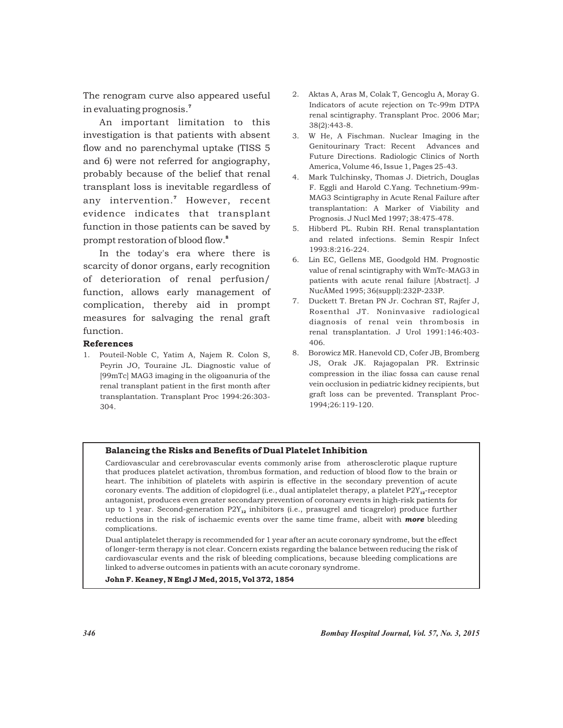The renogram curve also appeared useful in evaluating prognosis.[7]

An important limitation to this investigation is that patients with absent flow and no parenchymal uptake (TISS 5 and 6) were not referred for angiography, probably because of the belief that renal transplant loss is inevitable regardless of any intervention.[7] However, recent evidence indicates that transplant function in those patients can be saved by prompt restoration of blood flow.[8]

In the today's era where there is scarcity of donor organs, early recognition of deterioration of renal perfusion/ function, allows early management of complication, thereby aid in prompt measures for salvaging the renal graft function.

**References**

1. Pouteil-Noble C, Yatim A, Najem R. Colon S, Peyrin JO, Touraine JL. Diagnostic value of [99mTc] MAG3 imaging in the oligoanuria of the renal transplant patient in the first month after transplantation. Transplant Proc 1994:26:303-304.
2. Aktas A, Aras M, Colak T, Gencoglu A, Moray G. Indicators of acute rejection on Tc-99m DTPA renal scintigraphy. Transplant Proc. 2006 Mar; 38(2):443-8.
3. W He, A Fischman. Nuclear Imaging in the Genitourinary Tract: Recent Advances and Future Directions. Radiologic Clinics of North America, Volume 46, Issue 1, Pages 25-43.
4. Mark Tulchinsky, Thomas J. Dietrich, Douglas F. Eggli and Harold C.Yang. Technetium-99m-MAG3 Scintigraphy in Acute Renal Failure after transplantation: A Marker of Viability and Prognosis. J Nucl Med 1997; 38:475-478.
5. Hibberd PL. Rubin RH. Renal transplantation and related infections. Semin Respir Infect 1993:8:216-224.
6. Lin EC, Gellens ME, Goodgold HM. Prognostic value of renal scintigraphy with WmTc-MAG3 in patients with acute renal failure [Abstract]. J NucÃMed 1995; 36(suppl):232P-233P.
7. Duckett T. Bretan PN Jr. Cochran ST, Rajfer J, Rosenthal JT. Noninvasive radiological diagnosis of renal vein thrombosis in renal transplantation. J Urol 1991:146:403-406.
8. Borowicz MR. Hanevold CD, Cofer JB, Bromberg JS, Orak JK. Rajagopalan PR. Extrinsic compression in the iliac fossa can cause renal vein occlusion in pediatric kidney recipients, but graft loss can be prevented. Transplant Proc-1994;26:119-120.

**Balancing the Risks and Benefits of Dual Platelet Inhibition**

Cardiovascular and cerebrovascular events commonly arise from atherosclerotic plaque rupture that produces platelet activation, thrombus formation, and reduction of blood flow to the brain or heart. The inhibition of platelets with aspirin is effective in the secondary prevention of acute coronary events. The addition of clopidogrel (i.e., dual antiplatelet therapy, a platelet $P2Y_{12}$-receptor antagonist, produces even greater secondary prevention of coronary events in high-risk patients for up to 1 year. Second-generation $P2Y_{12}$ inhibitors (i.e., prasugrel and ticagrelor) produce further reductions in the risk of ischaemic events over the same time frame, albeit with ***more*** bleeding complications.

Dual antiplatelet therapy is recommended for 1 year after an acute coronary syndrome, but the effect of longer-term therapy is not clear. Concern exists regarding the balance between reducing the risk of cardiovascular events and the risk of bleeding complications, because bleeding complications are linked to adverse outcomes in patients with an acute coronary syndrome.

**John F. Keaney, N Engl J Med, 2015, Vol 372, 1854**